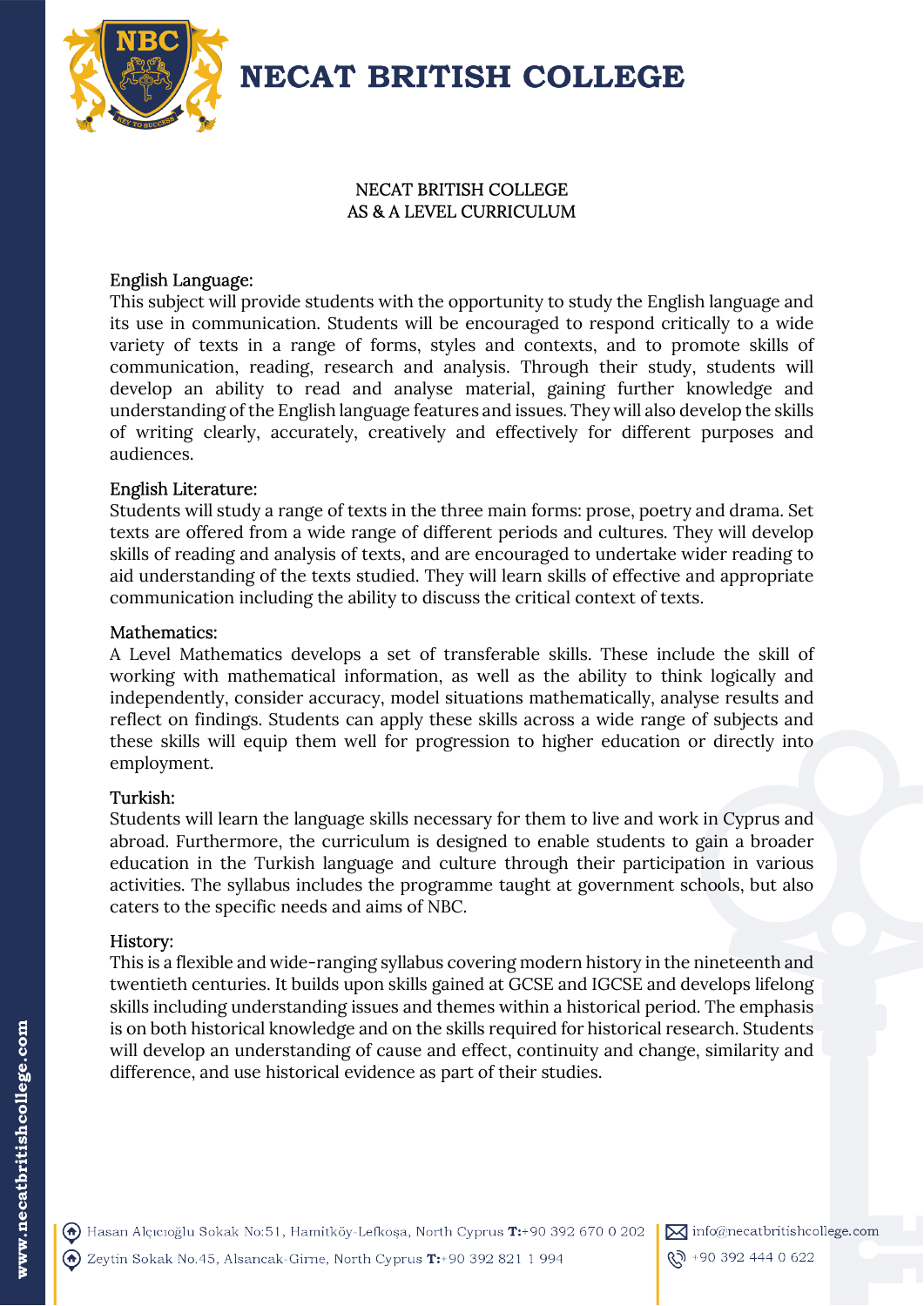# NECAT BRITISH COLLEGE

NECAT BRITISH COLLEGE
AS & A LEVEL CURRICULUM

## English Language:

This subject will provide students with the opportunity to study the English language and its use in communication. Students will be encouraged to respond critically to a wide variety of texts in a range of forms, styles and contexts, and to promote skills of communication, reading, research and analysis. Through their study, students will develop an ability to read and analyse material, gaining further knowledge and understanding of the English language features and issues. They will also develop the skills of writing clearly, accurately, creatively and effectively for different purposes and audiences.

## English Literature:

Students will study a range of texts in the three main forms: prose, poetry and drama. Set texts are offered from a wide range of different periods and cultures. They will develop skills of reading and analysis of texts, and are encouraged to undertake wider reading to aid understanding of the texts studied. They will learn skills of effective and appropriate communication including the ability to discuss the critical context of texts.

## Mathematics:

A Level Mathematics develops a set of transferable skills. These include the skill of working with mathematical information, as well as the ability to think logically and independently, consider accuracy, model situations mathematically, analyse results and reflect on findings. Students can apply these skills across a wide range of subjects and these skills will equip them well for progression to higher education or directly into employment.

## Turkish:

Students will learn the language skills necessary for them to live and work in Cyprus and abroad. Furthermore, the curriculum is designed to enable students to gain a broader education in the Turkish language and culture through their participation in various activities. The syllabus includes the programme taught at government schools, but also caters to the specific needs and aims of NBC.

## History:

This is a flexible and wide-ranging syllabus covering modern history in the nineteenth and twentieth centuries. It builds upon skills gained at GCSE and IGCSE and develops lifelong skills including understanding issues and themes within a historical period. The emphasis is on both historical knowledge and on the skills required for historical research. Students will develop an understanding of cause and effect, continuity and change, similarity and difference, and use historical evidence as part of their studies.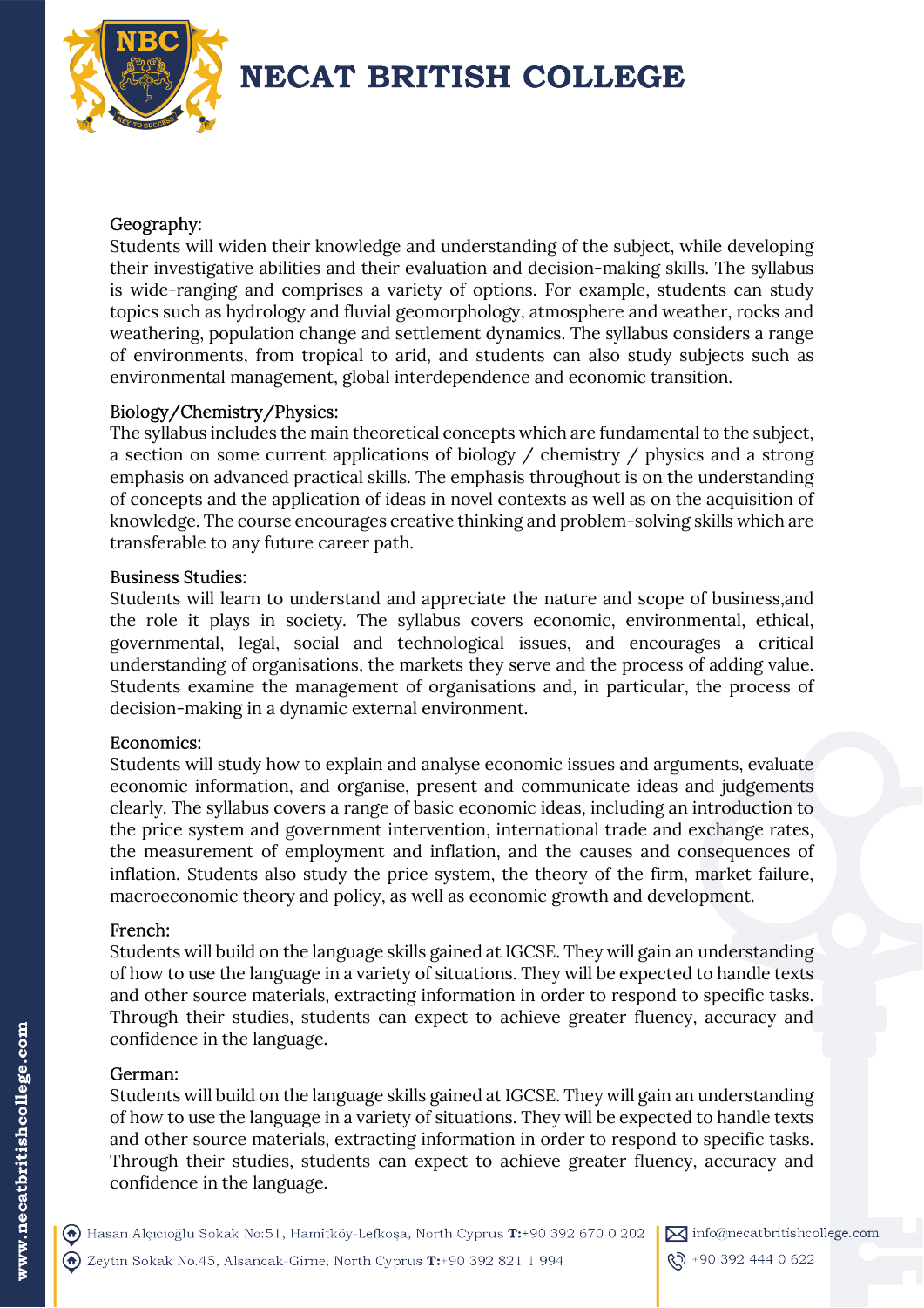### Geography:

Students will widen their knowledge and understanding of the subject, while developing their investigative abilities and their evaluation and decision-making skills. The syllabus is wide-ranging and comprises a variety of options. For example, students can study topics such as hydrology and fluvial geomorphology, atmosphere and weather, rocks and weathering, population change and settlement dynamics. The syllabus considers a range of environments, from tropical to arid, and students can also study subjects such as environmental management, global interdependence and economic transition.

### Biology/Chemistry/Physics:

The syllabus includes the main theoretical concepts which are fundamental to the subject, a section on some current applications of biology / chemistry / physics and a strong emphasis on advanced practical skills. The emphasis throughout is on the understanding of concepts and the application of ideas in novel contexts as well as on the acquisition of knowledge. The course encourages creative thinking and problem-solving skills which are transferable to any future career path.

### Business Studies:

Students will learn to understand and appreciate the nature and scope of business,and the role it plays in society. The syllabus covers economic, environmental, ethical, governmental, legal, social and technological issues, and encourages a critical understanding of organisations, the markets they serve and the process of adding value. Students examine the management of organisations and, in particular, the process of decision-making in a dynamic external environment.

### Economics:

Students will study how to explain and analyse economic issues and arguments, evaluate economic information, and organise, present and communicate ideas and judgements clearly. The syllabus covers a range of basic economic ideas, including an introduction to the price system and government intervention, international trade and exchange rates, the measurement of employment and inflation, and the causes and consequences of inflation. Students also study the price system, the theory of the firm, market failure, macroeconomic theory and policy, as well as economic growth and development.

### French:

Students will build on the language skills gained at IGCSE. They will gain an understanding of how to use the language in a variety of situations. They will be expected to handle texts and other source materials, extracting information in order to respond to specific tasks. Through their studies, students can expect to achieve greater fluency, accuracy and confidence in the language.

### German:

Students will build on the language skills gained at IGCSE. They will gain an understanding of how to use the language in a variety of situations. They will be expected to handle texts and other source materials, extracting information in order to respond to specific tasks. Through their studies, students can expect to achieve greater fluency, accuracy and confidence in the language.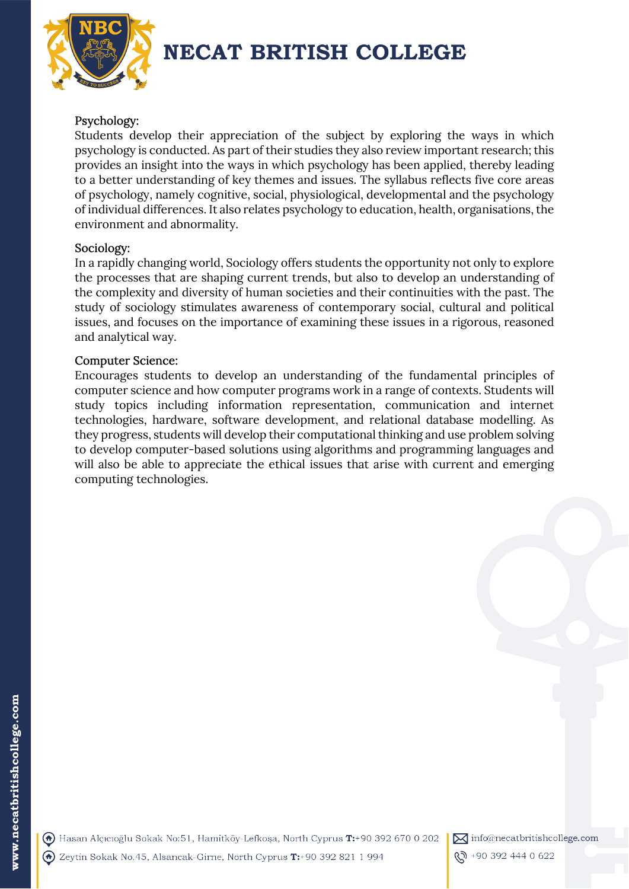### Psychology:

Students develop their appreciation of the subject by exploring the ways in which psychology is conducted. As part of their studies they also review important research; this provides an insight into the ways in which psychology has been applied, thereby leading to a better understanding of key themes and issues. The syllabus reflects five core areas of psychology, namely cognitive, social, physiological, developmental and the psychology of individual differences. It also relates psychology to education, health, organisations, the environment and abnormality.

### Sociology:

In a rapidly changing world, Sociology offers students the opportunity not only to explore the processes that are shaping current trends, but also to develop an understanding of the complexity and diversity of human societies and their continuities with the past. The study of sociology stimulates awareness of contemporary social, cultural and political issues, and focuses on the importance of examining these issues in a rigorous, reasoned and analytical way.

### Computer Science:

Encourages students to develop an understanding of the fundamental principles of computer science and how computer programs work in a range of contexts. Students will study topics including information representation, communication and internet technologies, hardware, software development, and relational database modelling. As they progress, students will develop their computational thinking and use problem solving to develop computer-based solutions using algorithms and programming languages and will also be able to appreciate the ethical issues that arise with current and emerging computing technologies.